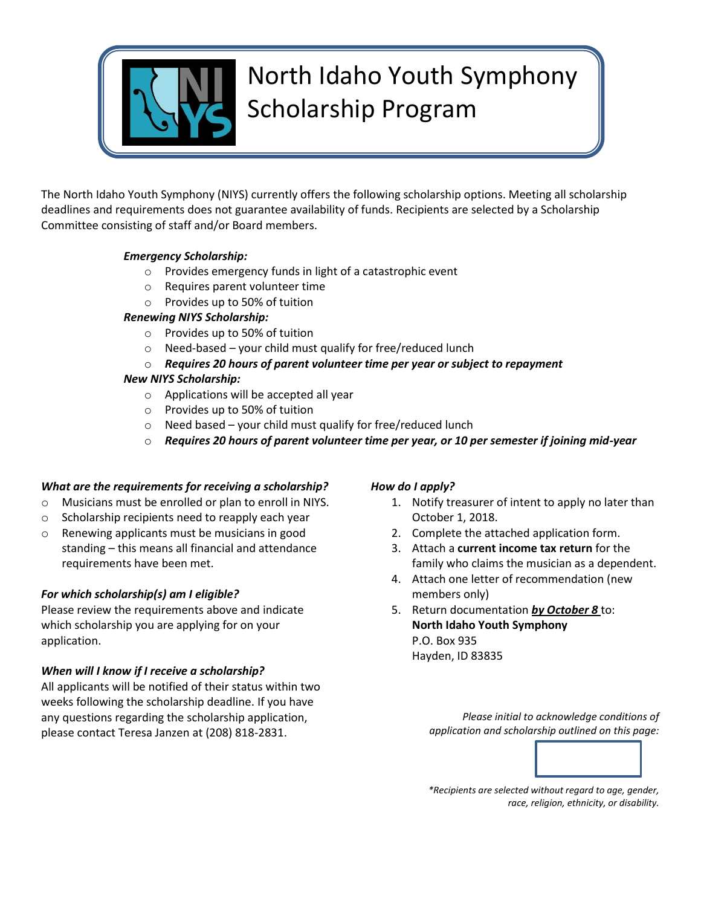# North Idaho Youth Symphony Scholarship Program

The North Idaho Youth Symphony (NIYS) currently offers the following scholarship options. Meeting all scholarship deadlines and requirements does not guarantee availability of funds. Recipients are selected by a Scholarship Committee consisting of staff and/or Board members.

***Emergency Scholarship:***

- Provides emergency funds in light of a catastrophic event
- Requires parent volunteer time
- Provides up to 50% of tuition

***Renewing NIYS Scholarship:***

- Provides up to 50% of tuition
- Need-based – your child must qualify for free/reduced lunch
- ***Requires 20 hours of parent volunteer time per year or subject to repayment***

***New NIYS Scholarship:***

- Applications will be accepted all year
- Provides up to 50% of tuition
- Need based – your child must qualify for free/reduced lunch
- ***Requires 20 hours of parent volunteer time per year, or 10 per semester if joining mid-year***

***What are the requirements for receiving a scholarship?***

- Musicians must be enrolled or plan to enroll in NIYS.
- Scholarship recipients need to reapply each year
- Renewing applicants must be musicians in good standing – this means all financial and attendance requirements have been met.

***For which scholarship(s) am I eligible?***

Please review the requirements above and indicate which scholarship you are applying for on your application.

***When will I know if I receive a scholarship?***

All applicants will be notified of their status within two weeks following the scholarship deadline. If you have any questions regarding the scholarship application, please contact Teresa Janzen at (208) 818-2831.

***How do I apply?***

1. Notify treasurer of intent to apply no later than October 1, 2018.
2. Complete the attached application form.
3. Attach a **current income tax return** for the family who claims the musician as a dependent.
4. Attach one letter of recommendation (new members only)
5. Return documentation ***by October 8*** to:
   **North Idaho Youth Symphony**
   P.O. Box 935
   Hayden, ID 83835

*Please initial to acknowledge conditions of application and scholarship outlined on this page:*

*\*Recipients are selected without regard to age, gender, race, religion, ethnicity, or disability.*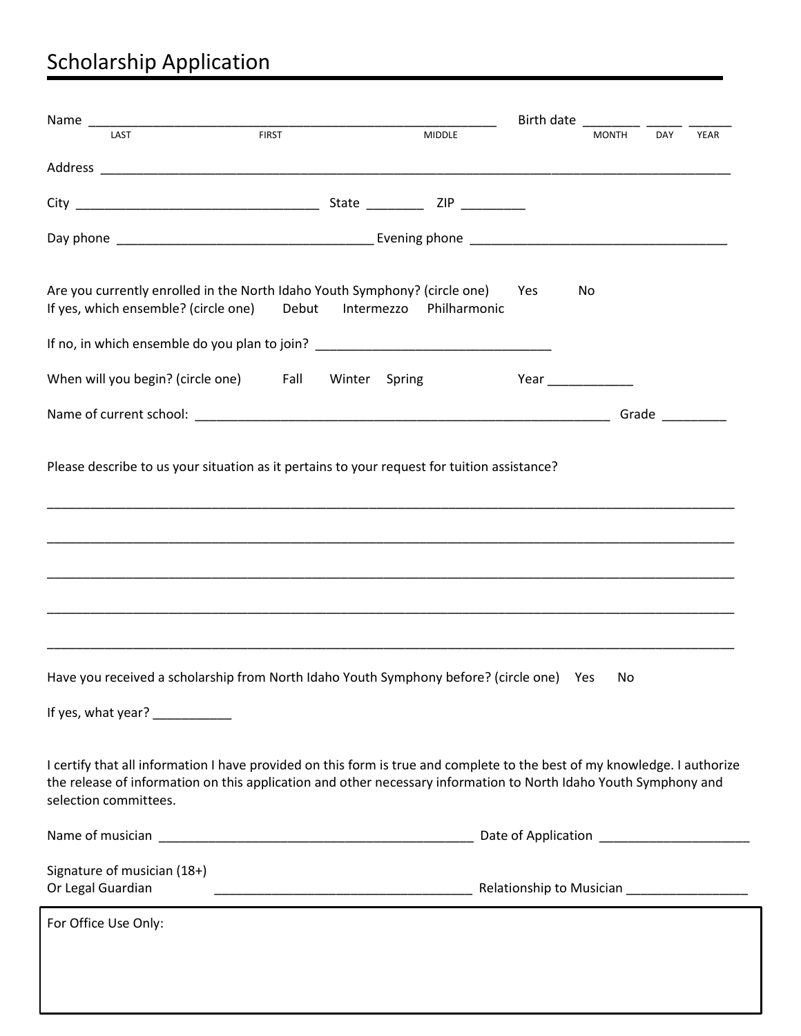# Scholarship Application

Name ____________________________________________ Birth date ________ _____ ______
LAST FIRST MIDDLE MONTH DAY YEAR

Address ______________________________________________________________________

City __________________________ State ________ ZIP _________

Day phone ____________________________ Evening phone ____________________________

Are you currently enrolled in the North Idaho Youth Symphony? (circle one) Yes No
If yes, which ensemble? (circle one) Debut Intermezzo Philharmonic

If no, in which ensemble do you plan to join? __________________________

When will you begin? (circle one) Fall Winter Spring Year ____________

Name of current school: ____________________________________________ Grade _________

Please describe to us your situation as it pertains to your request for tuition assistance?

______________________________________________________________________

______________________________________________________________________

______________________________________________________________________

______________________________________________________________________

______________________________________________________________________

Have you received a scholarship from North Idaho Youth Symphony before? (circle one) Yes No

If yes, what year? ___________

I certify that all information I have provided on this form is true and complete to the best of my knowledge. I authorize the release of information on this application and other necessary information to North Idaho Youth Symphony and selection committees.

Name of musician ___________________________________ Date of Application _____________________

Signature of musician (18+)
Or Legal Guardian ____________________________ Relationship to Musician _________________

For Office Use Only: